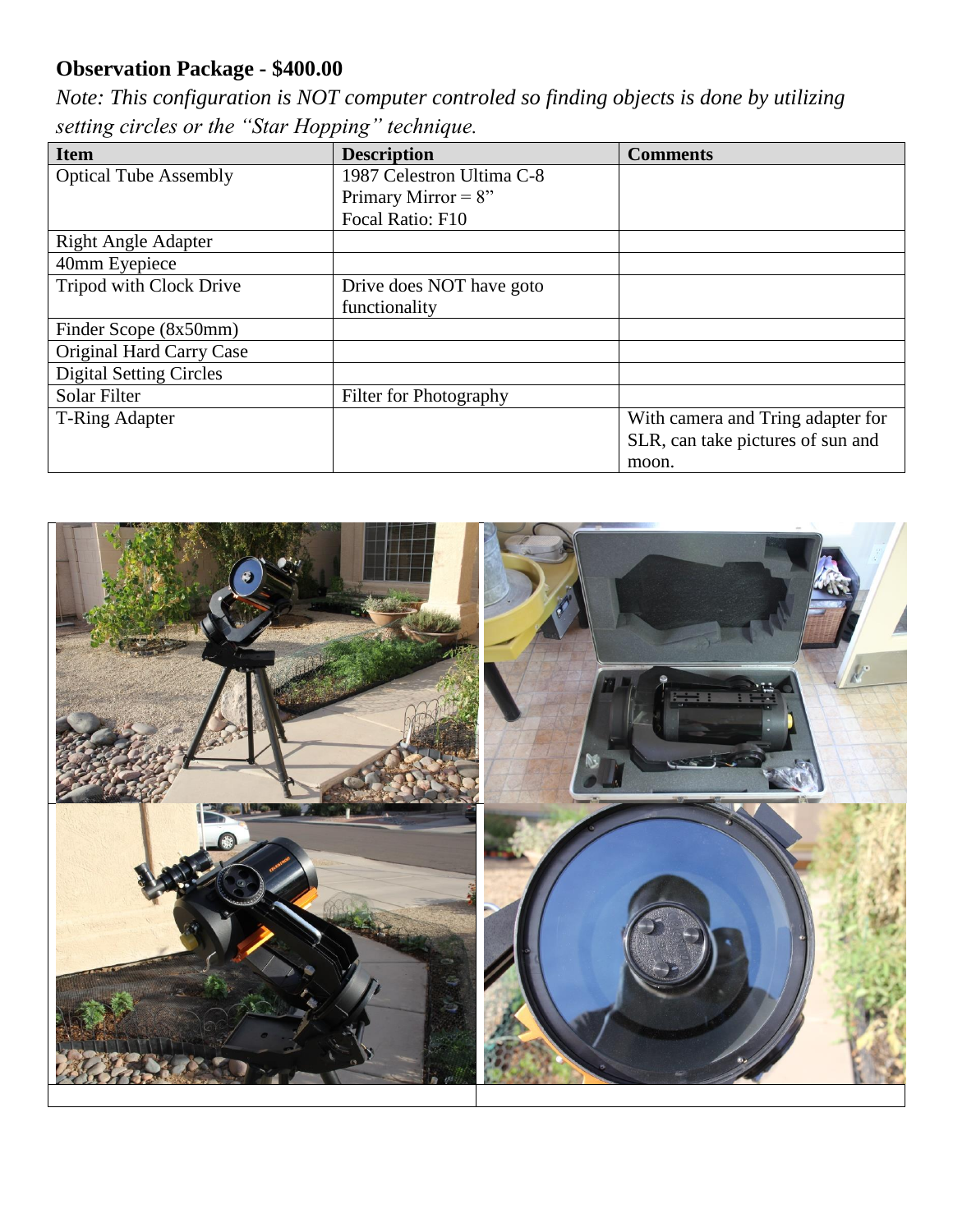**Observation Package - $400.00**

*Note: This configuration is NOT computer controled so finding objects is done by utilizing setting circles or the "Star Hopping" technique.*

| Item | Description | Comments |
|---|---|---|
| Optical Tube Assembly | 1987 Celestron Ultima C-8<br>Primary Mirror = 8"<br>Focal Ratio: F10 | |
| Right Angle Adapter | | |
| 40mm Eyepiece | | |
| Tripod with Clock Drive | Drive does NOT have goto functionality | |
| Finder Scope (8x50mm) | | |
| Original Hard Carry Case | | |
| Digital Setting Circles | | |
| Solar Filter | Filter for Photography | |
| T-Ring Adapter | | With camera and Tring adapter for SLR, can take pictures of sun and moon. |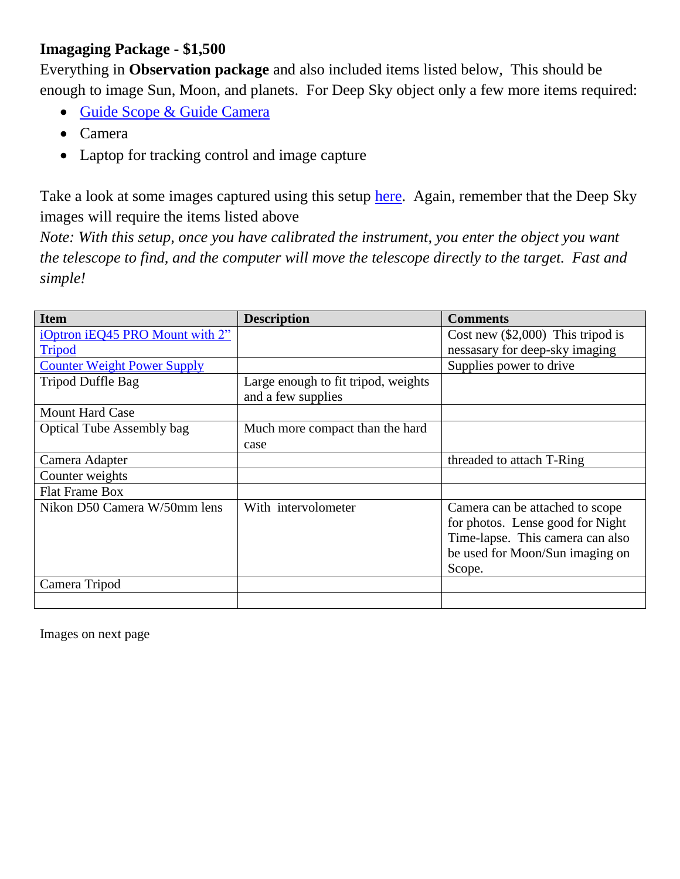**Imagaging Package - $1,500**

Everything in **Observation package** and also included items listed below, This should be enough to image Sun, Moon, and planets. For Deep Sky object only a few more items required:

- Guide Scope & Guide Camera
- Camera
- Laptop for tracking control and image capture

Take a look at some images captured using this setup here. Again, remember that the Deep Sky images will require the items listed above

*Note: With this setup, once you have calibrated the instrument, you enter the object you want the telescope to find, and the computer will move the telescope directly to the target. Fast and simple!*

| Item | Description | Comments |
|---|---|---|
| iOptron iEQ45 PRO Mount with 2" Tripod | | Cost new ($2,000) This tripod is nessasary for deep-sky imaging |
| Counter Weight Power Supply | | Supplies power to drive |
| Tripod Duffle Bag | Large enough to fit tripod, weights and a few supplies | |
| Mount Hard Case | | |
| Optical Tube Assembly bag | Much more compact than the hard case | |
| Camera Adapter | | threaded to attach T-Ring |
| Counter weights | | |
| Flat Frame Box | | |
| Nikon D50 Camera W/50mm lens | With intervolometer | Camera can be attached to scope for photos. Lense good for Night Time-lapse. This camera can also be used for Moon/Sun imaging on Scope. |
| Camera Tripod | | |
| | | |

Images on next page